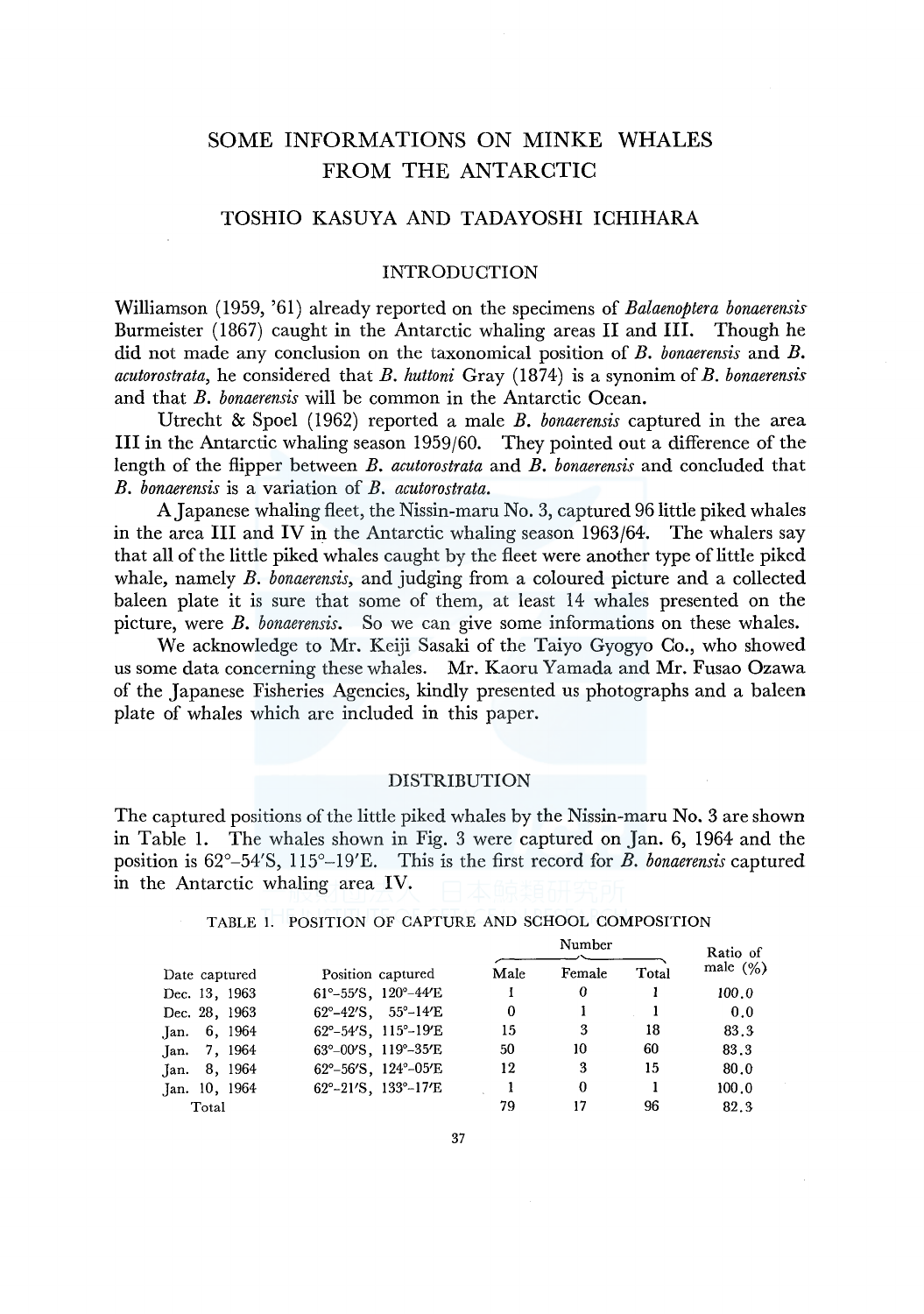# SOME INFORMATIONS ON MINKE WHALES FROM THE ANTARCTIC

## TOSHIO KASUYA AND TADAYOSHI ICHIHARA

### INTRODUCTION

Williamson (1959, '61) already reported on the specimens of *Balaenoptera bonaerensis* Burmeister (1867) caught in the Antarctic whaling areas II and III. Though he did not made any conclusion on the taxonomical position of *B. bonaerensis* and *B. acutorostrata*, he considered that *B. huttoni* Gray (1874) is a synonim of *B. bonaerensis* and that *B. bonaerensis* will be common in the Antarctic Ocean.

Utrecht & Spoel (1962) reported a male *B. bonaerensis* captured in the area III in the Antarctic whaling season 1959/60. They pointed out a difference of the length of the flipper between *B. acutorostrata* and *B. bonaerensis* and concluded that *B. bonaerensis* is a variation of *B. acutorostrata*.

A Japanese whaling fleet, the Nissin-maru No. 3, captured 96 little piked whales in the area III and IV in the Antarctic whaling season 1963/64. The whalers say that all of the little piked whales caught by the fleet were another type of little piked whale, namely *B. bonaerensis*, and judging from a coloured picture and a collected baleen plate it is sure that some of them, at least 14 whales presented on the picture, were *B. bonaerensis*. So we can give some informations on these whales.

We acknowledge to Mr. Keiji Sasaki of the Taiyo Gyogyo Co., who showed us some data concerning these whales. Mr. Kaoru Yamada and Mr. Fusao Ozawa of the Japanese Fisheries Agencies, kindly presented us photographs and a baleen plate of whales which are included in this paper.

### DISTRIBUTION

The captured positions of the little piked whales by the Nissin-maru No. 3 are shown in Table 1. The whales shown in Fig. 3 were captured on Jan. 6, 1964 and the position is 62°–54′S, 115°–19′E. This is the first record for *B. bonaerensis* captured in the Antarctic whaling area IV.

TABLE 1. POSITION OF CAPTURE AND SCHOOL COMPOSITION

| Date captured | Position captured | Number | | | Ratio of male (%) |
|---|---|---|---|---|---|
| | | Male | Female | Total | |
| Dec. 13, 1963 | 61°–55′S, 120°–44′E | 1 | 0 | 1 | 100.0 |
| Dec. 28, 1963 | 62°–42′S, 55°–14′E | 0 | 1 | 1 | 0.0 |
| Jan. 6, 1964 | 62°–54′S, 115°–19′E | 15 | 3 | 18 | 83.3 |
| Jan. 7, 1964 | 63°–00′S, 119°–35′E | 50 | 10 | 60 | 83.3 |
| Jan. 8, 1964 | 62°–56′S, 124°–05′E | 12 | 3 | 15 | 80.0 |
| Jan. 10, 1964 | 62°–21′S, 133°–17′E | 1 | 0 | 1 | 100.0 |
| Total | | 79 | 17 | 96 | 82.3 |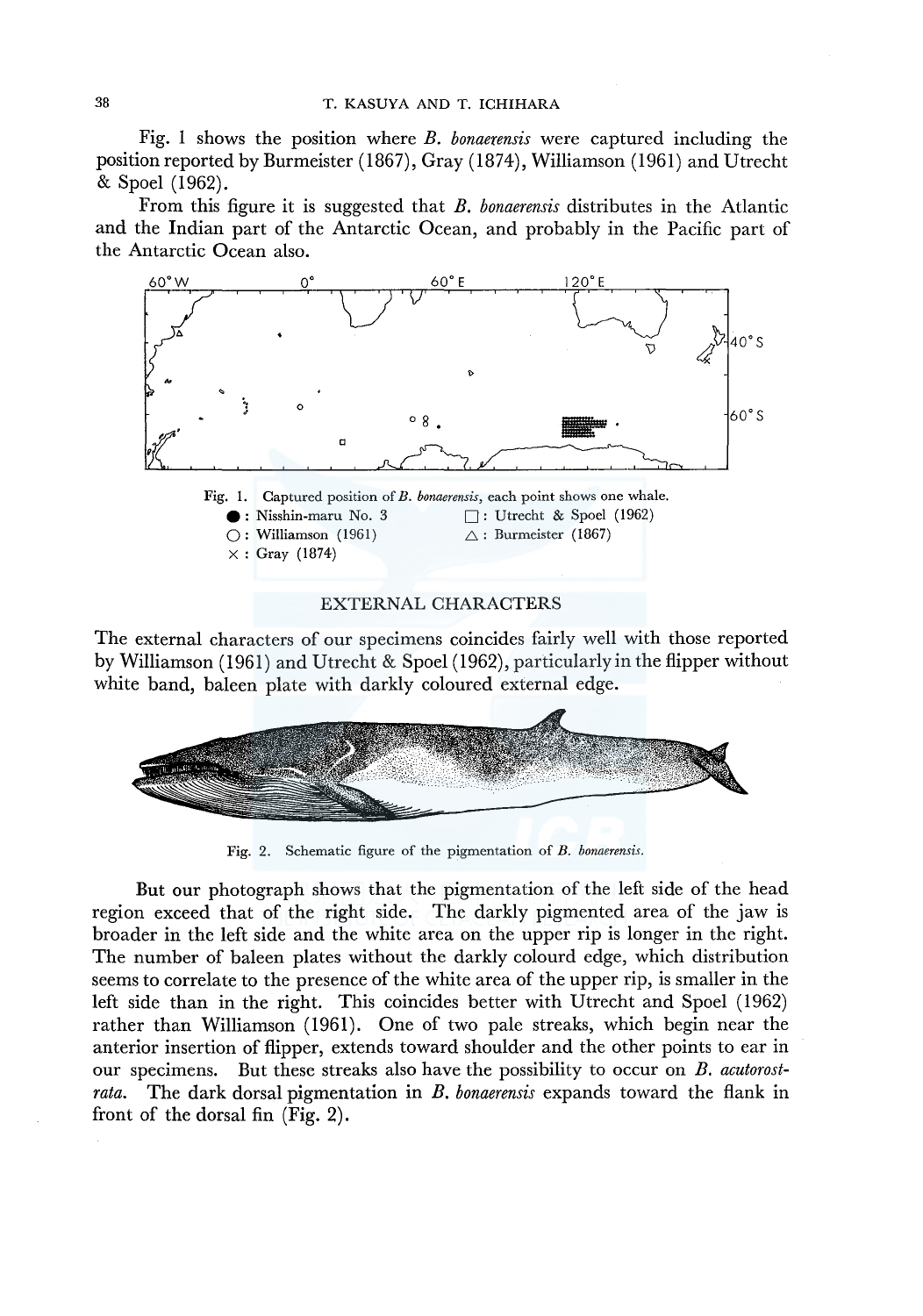Fig. 1 shows the position where *B. bonaerensis* were captured including the position reported by Burmeister (1867), Gray (1874), Williamson (1961) and Utrecht & Spoel (1962).

From this figure it is suggested that *B. bonaerensis* distributes in the Atlantic and the Indian part of the Antarctic Ocean, and probably in the Pacific part of the Antarctic Ocean also.

Fig. 1. Captured position of *B. bonaerensis*, each point shows one whale.
● : Nisshin-maru No. 3
○ : Williamson (1961)
× : Gray (1874)
□ : Utrecht & Spoel (1962)
△ : Burmeister (1867)

## EXTERNAL CHARACTERS

The external characters of our specimens coincides fairly well with those reported by Williamson (1961) and Utrecht & Spoel (1962), particularly in the flipper without white band, baleen plate with darkly coloured external edge.

Fig. 2. Schematic figure of the pigmentation of *B. bonaerensis*.

But our photograph shows that the pigmentation of the left side of the head region exceed that of the right side. The darkly pigmented area of the jaw is broader in the left side and the white area on the upper rip is longer in the right. The number of baleen plates without the darkly colourd edge, which distribution seems to correlate to the presence of the white area of the upper rip, is smaller in the left side than in the right. This coincides better with Utrecht and Spoel (1962) rather than Williamson (1961). One of two pale streaks, which begin near the anterior insertion of flipper, extends toward shoulder and the other points to ear in our specimens. But these streaks also have the possibility to occur on *B. acutorostrata*. The dark dorsal pigmentation in *B. bonaerensis* expands toward the flank in front of the dorsal fin (Fig. 2).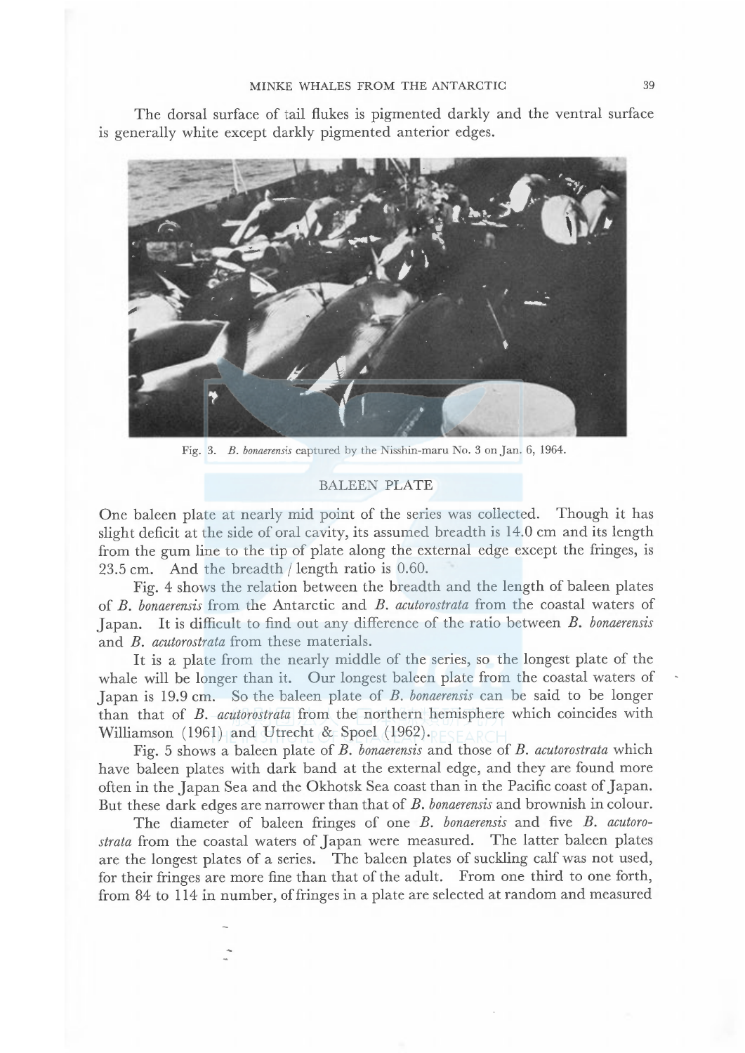The dorsal surface of tail flukes is pigmented darkly and the ventral surface is generally white except darkly pigmented anterior edges.

Fig. 3. *B. bonaerensis* captured by the Nisshin-maru No. 3 on Jan. 6, 1964.

## BALEEN PLATE

One baleen plate at nearly mid point of the series was collected. Though it has slight deficit at the side of oral cavity, its assumed breadth is 14.0 cm and its length from the gum line to the tip of plate along the external edge except the fringes, is 23.5 cm. And the breadth / length ratio is 0.60.

Fig. 4 shows the relation between the breadth and the length of baleen plates of *B. bonaerensis* from the Antarctic and *B. acutorostrata* from the coastal waters of Japan. It is difficult to find out any difference of the ratio between *B. bonaerensis* and *B. acutorostrata* from these materials.

It is a plate from the nearly middle of the series, so the longest plate of the whale will be longer than it. Our longest baleen plate from the coastal waters of Japan is 19.9 cm. So the baleen plate of *B. bonaerensis* can be said to be longer than that of *B. acutorostrata* from the northern hemisphere which coincides with Williamson (1961) and Utrecht & Spoel (1962).

Fig. 5 shows a baleen plate of *B. bonaerensis* and those of *B. acutorostrata* which have baleen plates with dark band at the external edge, and they are found more often in the Japan Sea and the Okhotsk Sea coast than in the Pacific coast of Japan. But these dark edges are narrower than that of *B. bonaerensis* and brownish in colour.

The diameter of baleen fringes of one *B. bonaerensis* and five *B. acutorostrata* from the coastal waters of Japan were measured. The latter baleen plates are the longest plates of a series. The baleen plates of suckling calf was not used, for their fringes are more fine than that of the adult. From one third to one forth, from 84 to 114 in number, of fringes in a plate are selected at random and measured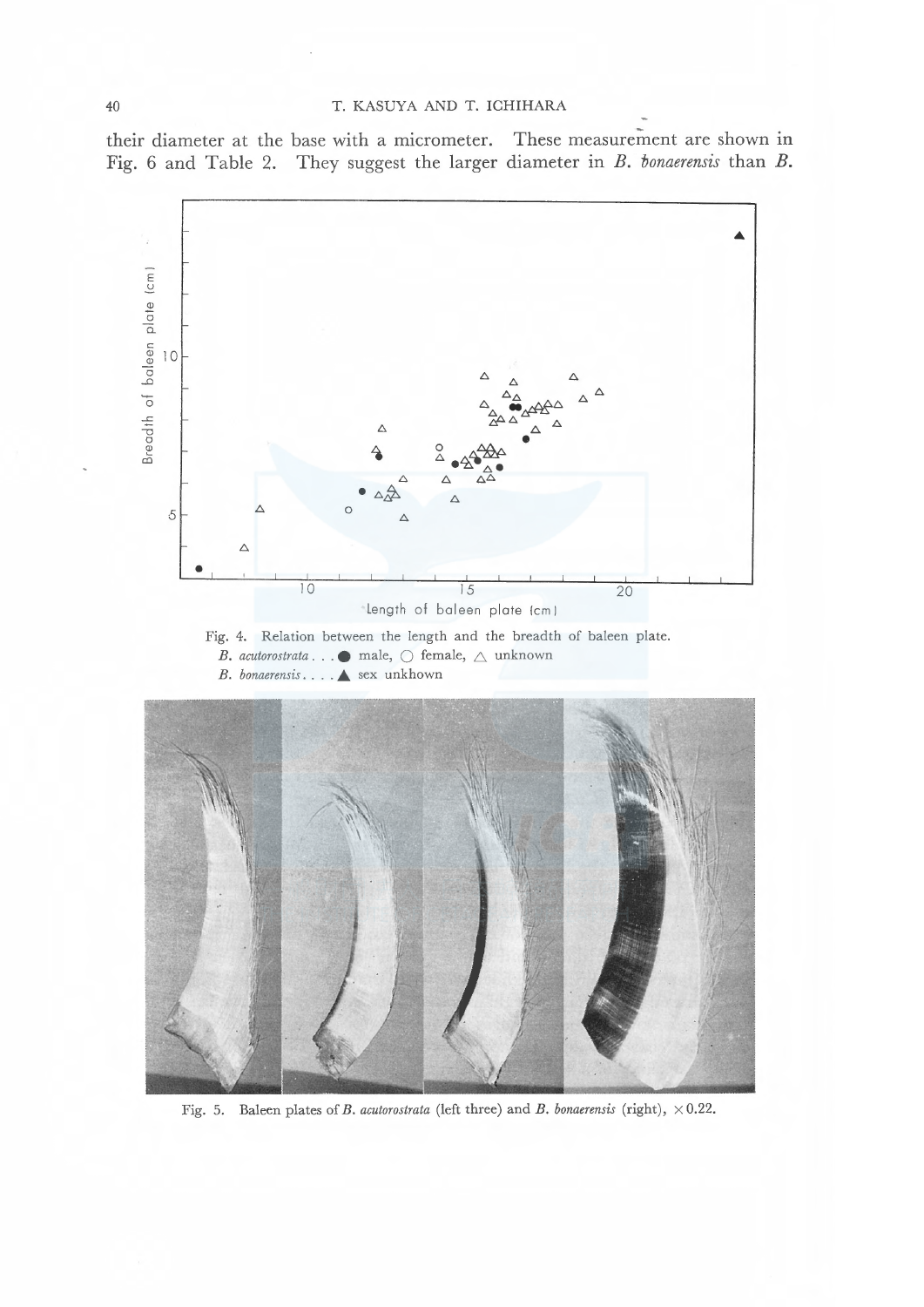their diameter at the base with a micrometer. These measurement are shown in Fig. 6 and Table 2. They suggest the larger diameter in *B. bonaerensis* than *B.*

Fig. 4. Relation between the length and the breadth of baleen plate.
*B. acutorostrata* . . . ● male, ○ female, △ unknown
*B. bonaerensis*. . . . ▲ sex unkhown

Fig. 5. Baleen plates of *B. acutorostrata* (left three) and *B. bonaerensis* (right), ×0.22.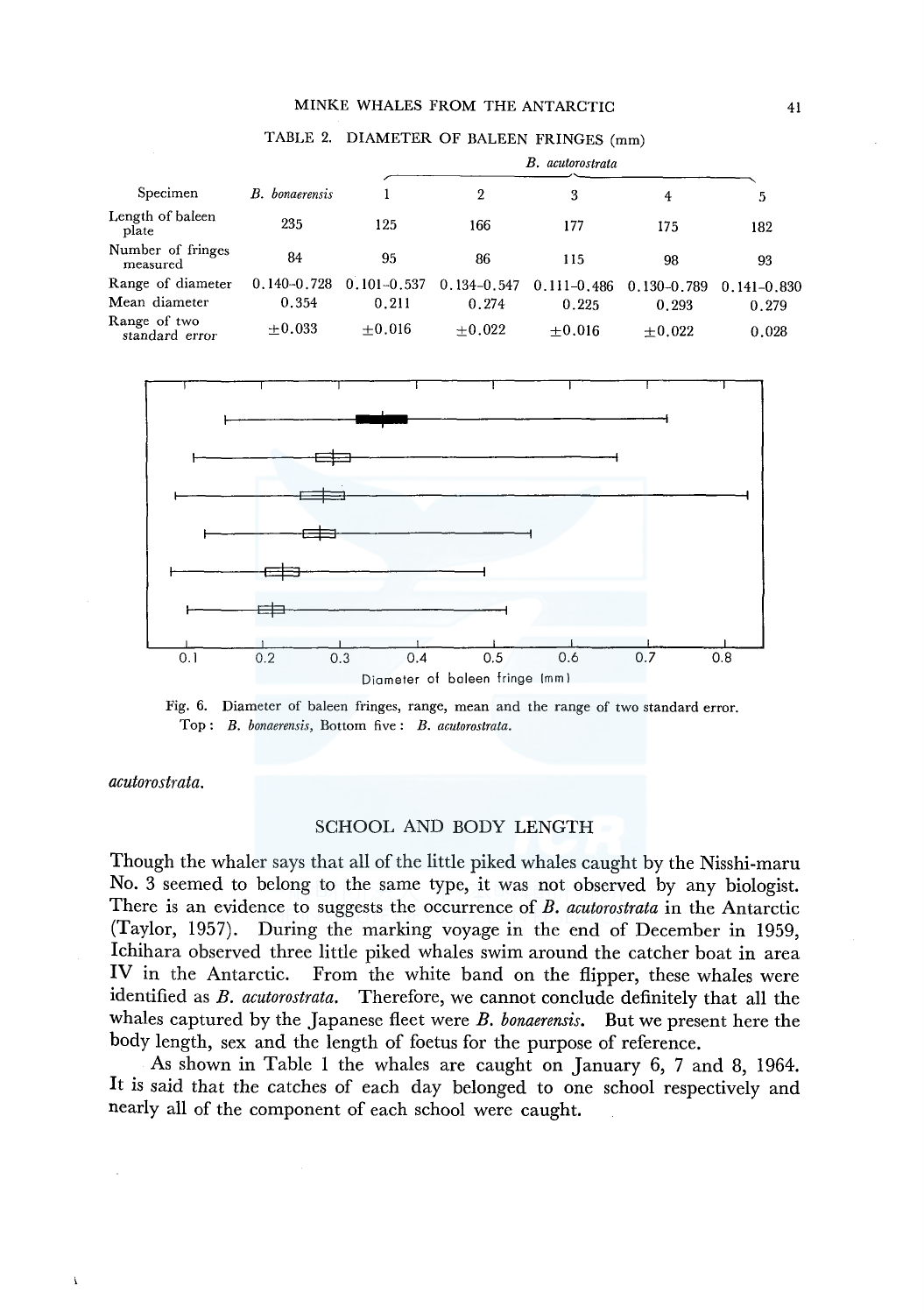TABLE 2. DIAMETER OF BALEEN FRINGES (mm)

| Specimen | *B. bonaerensis* | *B. acutorostrata* | | | | |
|---|---|---|---|---|---|---|
| | | 1 | 2 | 3 | 4 | 5 |
| Length of baleen plate | 235 | 125 | 166 | 177 | 175 | 182 |
| Number of fringes measured | 84 | 95 | 86 | 115 | 98 | 93 |
| Range of diameter | 0.140–0.728 | 0.101–0.537 | 0.134–0.547 | 0.111–0.486 | 0.130–0.789 | 0.141–0.830 |
| Mean diameter | 0.354 | 0.211 | 0.274 | 0.225 | 0.293 | 0.279 |
| Range of two standard error | ±0.033 | ±0.016 | ±0.022 | ±0.016 | ±0.022 | 0.028 |

Fig. 6. Diameter of baleen fringes, range, mean and the range of two standard error. Top: *B. bonaerensis*, Bottom five: *B. acutorostrata*.

*acutorostrata*.

## SCHOOL AND BODY LENGTH

Though the whaler says that all of the little piked whales caught by the Nisshi-maru No. 3 seemed to belong to the same type, it was not observed by any biologist. There is an evidence to suggests the occurrence of *B. acutorostrata* in the Antarctic (Taylor, 1957). During the marking voyage in the end of December in 1959, Ichihara observed three little piked whales swim around the catcher boat in area IV in the Antarctic. From the white band on the flipper, these whales were identified as *B. acutorostrata*. Therefore, we cannot conclude definitely that all the whales captured by the Japanese fleet were *B. bonaerensis*. But we present here the body length, sex and the length of foetus for the purpose of reference.

As shown in Table 1 the whales are caught on January 6, 7 and 8, 1964. It is said that the catches of each day belonged to one school respectively and nearly all of the component of each school were caught.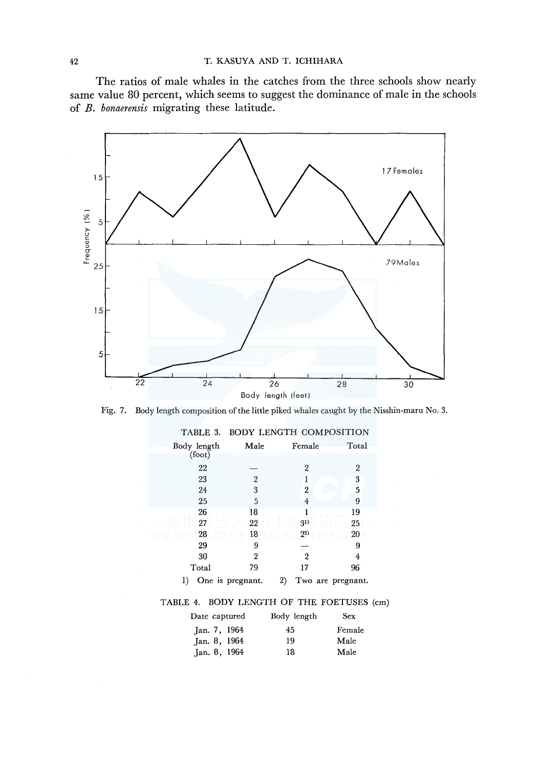The ratios of male whales in the catches from the three schools show nearly same value 80 percent, which seems to suggest the dominance of male in the schools of *B. bonaerensis* migrating these latitude.

Fig. 7. Body length composition of the little piked whales caught by the Nisshin-maru No. 3.

TABLE 3. BODY LENGTH COMPOSITION

| Body length (foot) | Male | Female | Total |
|---|---|---|---|
| 22 | — | 2 | 2 |
| 23 | 2 | 1 | 3 |
| 24 | 3 | 2 | 5 |
| 25 | 5 | 4 | 9 |
| 26 | 18 | 1 | 19 |
| 27 | 22 | 3[1)] | 25 |
| 28 | 18 | 2[2)] | 20 |
| 29 | 9 | — | 9 |
| 30 | 2 | 2 | 4 |
| Total | 79 | 17 | 96 |

1) One is pregnant. 2) Two are pregnant.

TABLE 4. BODY LENGTH OF THE FOETUSES (cm)

| Date captured | Body length | Sex |
|---|---|---|
| Jan. 7, 1964 | 45 | Female |
| Jan. 8, 1964 | 19 | Male |
| Jan. 8, 1964 | 18 | Male |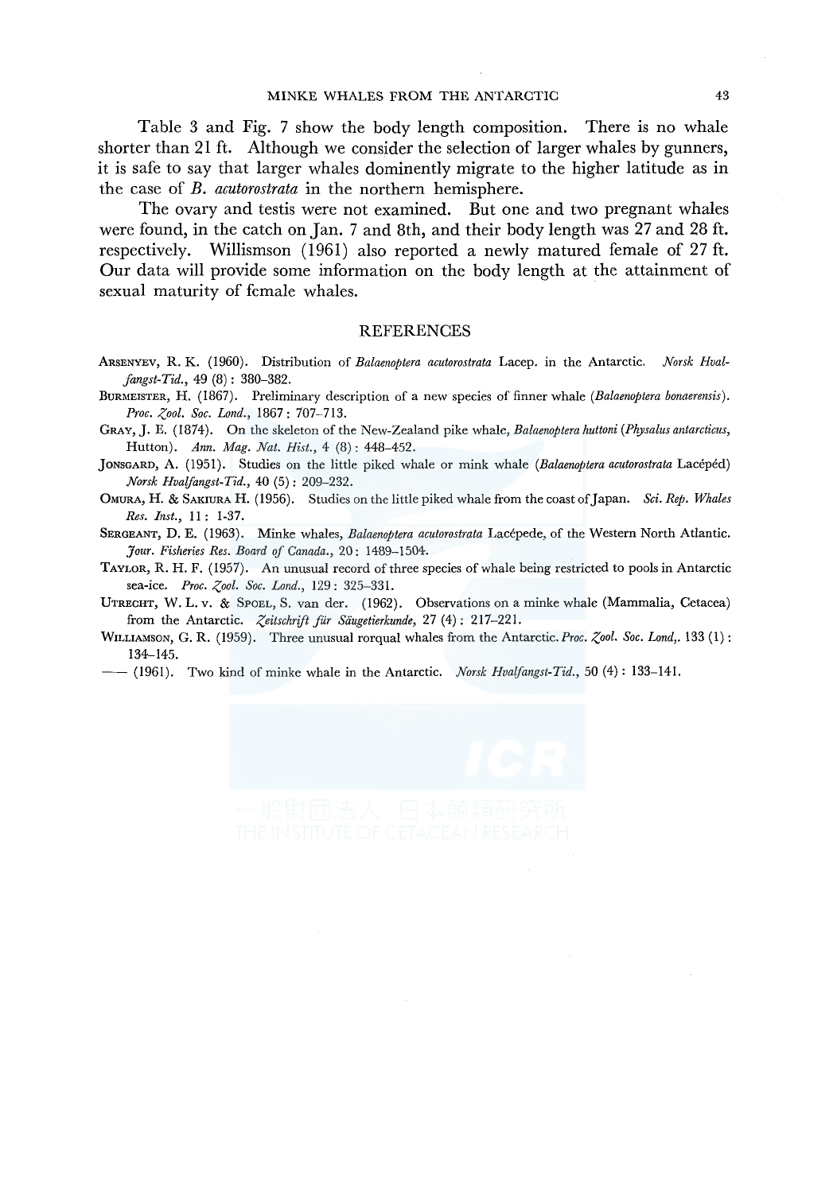Table 3 and Fig. 7 show the body length composition. There is no whale shorter than 21 ft. Although we consider the selection of larger whales by gunners, it is safe to say that larger whales dominently migrate to the higher latitude as in the case of *B. acutorostrata* in the northern hemisphere.

The ovary and testis were not examined. But one and two pregnant whales were found, in the catch on Jan. 7 and 8th, and their body length was 27 and 28 ft. respectively. Willismson (1961) also reported a newly matured female of 27 ft. Our data will provide some information on the body length at the attainment of sexual maturity of female whales.

## REFERENCES

Arsenyev, R. K. (1960). Distribution of *Balaenoptera acutorostrata* Lacep. in the Antarctic. *Norsk Hvalfangst-Tid.*, 49 (8) : 380–382.

Burmeister, H. (1867). Preliminary description of a new species of finner whale (*Balaenoptera bonaerensis*). *Proc. Zool. Soc. Lond.*, 1867 : 707–713.

Gray, J. E. (1874). On the skeleton of the New-Zealand pike whale, *Balaenoptera huttoni* (*Physalus antarcticus*, Hutton). *Ann. Mag. Nat. Hist.*, 4 (8) : 448–452.

Jonsgard, A. (1951). Studies on the little piked whale or mink whale (*Balaenoptera acutorostrata* Lacépéd) *Norsk Hvalfangst-Tid.*, 40 (5) : 209–232.

Omura, H. & Sakiura H. (1956). Studies on the little piked whale from the coast of Japan. *Sci. Rep. Whales Res. Inst.*, 11 : 1-37.

Sergeant, D. E. (1963). Minke whales, *Balaenoptera acutorostrata* Lacépede, of the Western North Atlantic. *Jour. Fisheries Res. Board of Canada.*, 20 : 1489–1504.

Taylor, R. H. F. (1957). An unusual record of three species of whale being restricted to pools in Antarctic sea-ice. *Proc. Zool. Soc. Lond.*, 129 : 325–331.

Utrecht, W. L. v. & Spoel, S. van der. (1962). Observations on a minke whale (Mammalia, Cetacea) from the Antarctic. *Zeitschrift für Säugetierkunde*, 27 (4) : 217–221.

Williamson, G. R. (1959). Three unusual rorqual whales from the Antarctic. *Proc. Zool. Soc. Lond,.* 133 (1) : 134–145.

—— (1961). Two kind of minke whale in the Antarctic. *Norsk Hvalfangst-Tid.*, 50 (4) : 133–141.